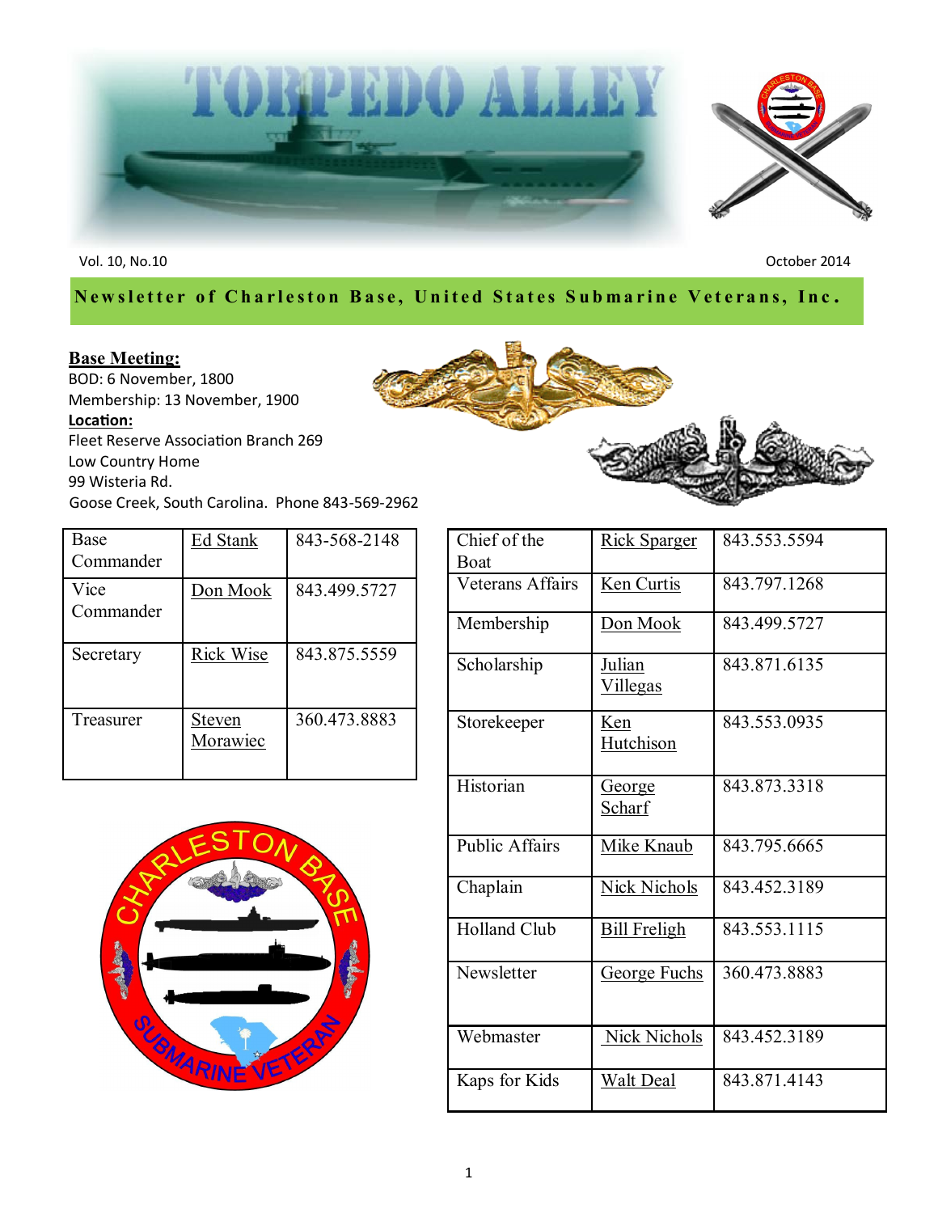# TORPEDO ALLEY

Vol. 10, No.10

October 2014

**Newsletter of Charleston Base, United States Submarine Veterans, Inc.**

**Base Meeting:**

BOD: 6 November, 1800

Membership: 13 November, 1900

**Location:**

Fleet Reserve Association Branch 269

Low Country Home

99 Wisteria Rd.

Goose Creek, South Carolina. Phone 843-569-2962

| | | |
|---|---|---|
| Base Commander | Ed Stank | 843-568-2148 |
| Vice Commander | Don Mook | 843.499.5727 |
| Secretary | Rick Wise | 843.875.5559 |
| Treasurer | Steven Morawiec | 360.473.8883 |

| | | |
|---|---|---|
| Chief of the Boat | Rick Sparger | 843.553.5594 |
| Veterans Affairs | Ken Curtis | 843.797.1268 |
| Membership | Don Mook | 843.499.5727 |
| Scholarship | Julian Villegas | 843.871.6135 |
| Storekeeper | Ken Hutchison | 843.553.0935 |
| Historian | George Scharf | 843.873.3318 |
| Public Affairs | Mike Knaub | 843.795.6665 |
| Chaplain | Nick Nichols | 843.452.3189 |
| Holland Club | Bill Freligh | 843.553.1115 |
| Newsletter | George Fuchs | 360.473.8883 |
| Webmaster | Nick Nichols | 843.452.3189 |
| Kaps for Kids | Walt Deal | 843.871.4143 |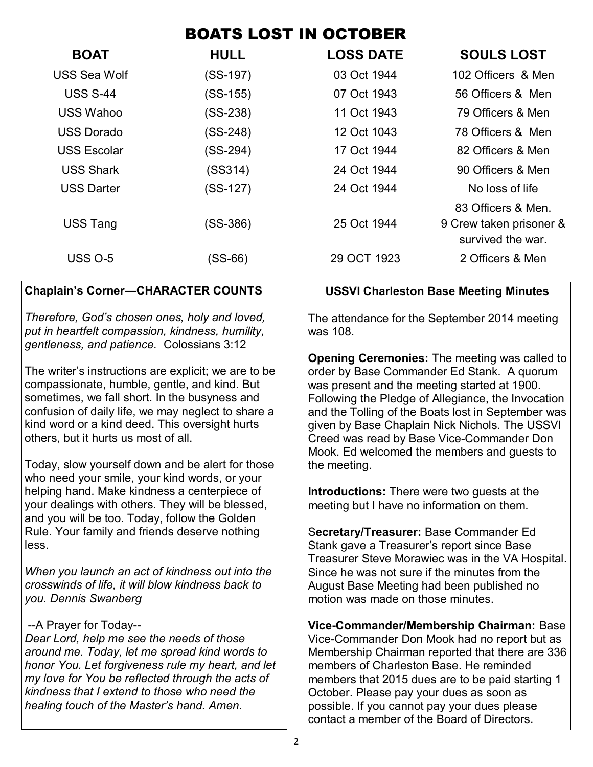# BOATS LOST IN OCTOBER

| BOAT | HULL | LOSS DATE | SOULS LOST |
|---|---|---|---|
| USS Sea Wolf | (SS-197) | 03 Oct 1944 | 102 Officers & Men |
| USS S-44 | (SS-155) | 07 Oct 1943 | 56 Officers & Men |
| USS Wahoo | (SS-238) | 11 Oct 1943 | 79 Officers & Men |
| USS Dorado | (SS-248) | 12 Oct 1043 | 78 Officers & Men |
| USS Escolar | (SS-294) | 17 Oct 1944 | 82 Officers & Men |
| USS Shark | (SS314) | 24 Oct 1944 | 90 Officers & Men |
| USS Darter | (SS-127) | 24 Oct 1944 | No loss of life |
| USS Tang | (SS-386) | 25 Oct 1944 | 83 Officers & Men. 9 Crew taken prisoner & survived the war. |
| USS O-5 | (SS-66) | 29 OCT 1923 | 2 Officers & Men |

### Chaplain's Corner—CHARACTER COUNTS

*Therefore, God's chosen ones, holy and loved, put in heartfelt compassion, kindness, humility, gentleness, and patience.* Colossians 3:12

The writer's instructions are explicit; we are to be compassionate, humble, gentle, and kind. But sometimes, we fall short. In the busyness and confusion of daily life, we may neglect to share a kind word or a kind deed. This oversight hurts others, but it hurts us most of all.

Today, slow yourself down and be alert for those who need your smile, your kind words, or your helping hand. Make kindness a centerpiece of your dealings with others. They will be blessed, and you will be too. Today, follow the Golden Rule. Your family and friends deserve nothing less.

*When you launch an act of kindness out into the crosswinds of life, it will blow kindness back to you. Dennis Swanberg*

--A Prayer for Today--
*Dear Lord, help me see the needs of those around me. Today, let me spread kind words to honor You. Let forgiveness rule my heart, and let my love for You be reflected through the acts of kindness that I extend to those who need the healing touch of the Master's hand. Amen.*

### USSVI Charleston Base Meeting Minutes

The attendance for the September 2014 meeting was 108.

**Opening Ceremonies:** The meeting was called to order by Base Commander Ed Stank. A quorum was present and the meeting started at 1900. Following the Pledge of Allegiance, the Invocation and the Tolling of the Boats lost in September was given by Base Chaplain Nick Nichols. The USSVI Creed was read by Base Vice-Commander Don Mook. Ed welcomed the members and guests to the meeting.

**Introductions:** There were two guests at the meeting but I have no information on them.

**Secretary/Treasurer:** Base Commander Ed Stank gave a Treasurer's report since Base Treasurer Steve Morawiec was in the VA Hospital. Since he was not sure if the minutes from the August Base Meeting had been published no motion was made on those minutes.

**Vice-Commander/Membership Chairman:** Base Vice-Commander Don Mook had no report but as Membership Chairman reported that there are 336 members of Charleston Base. He reminded members that 2015 dues are to be paid starting 1 October. Please pay your dues as soon as possible. If you cannot pay your dues please contact a member of the Board of Directors.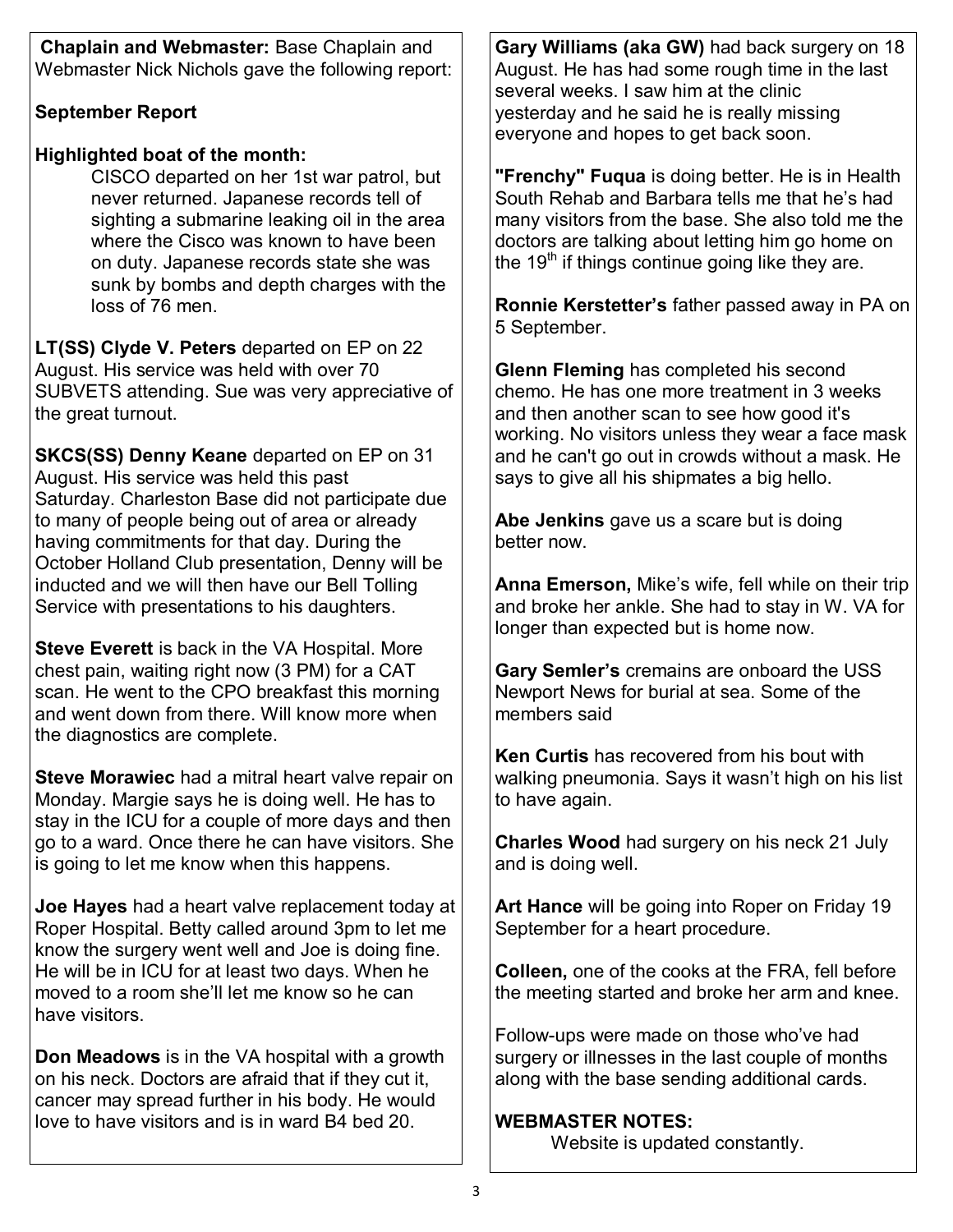**Chaplain and Webmaster:** Base Chaplain and Webmaster Nick Nichols gave the following report:

**September Report**

**Highlighted boat of the month:**

CISCO departed on her 1st war patrol, but never returned. Japanese records tell of sighting a submarine leaking oil in the area where the Cisco was known to have been on duty. Japanese records state she was sunk by bombs and depth charges with the loss of 76 men.

**LT(SS) Clyde V. Peters** departed on EP on 22 August. His service was held with over 70 SUBVETS attending. Sue was very appreciative of the great turnout.

**SKCS(SS) Denny Keane** departed on EP on 31 August. His service was held this past Saturday. Charleston Base did not participate due to many of people being out of area or already having commitments for that day. During the October Holland Club presentation, Denny will be inducted and we will then have our Bell Tolling Service with presentations to his daughters.

**Steve Everett** is back in the VA Hospital. More chest pain, waiting right now (3 PM) for a CAT scan. He went to the CPO breakfast this morning and went down from there. Will know more when the diagnostics are complete.

**Steve Morawiec** had a mitral heart valve repair on Monday. Margie says he is doing well. He has to stay in the ICU for a couple of more days and then go to a ward. Once there he can have visitors. She is going to let me know when this happens.

**Joe Hayes** had a heart valve replacement today at Roper Hospital. Betty called around 3pm to let me know the surgery went well and Joe is doing fine. He will be in ICU for at least two days. When he moved to a room she'll let me know so he can have visitors.

**Don Meadows** is in the VA hospital with a growth on his neck. Doctors are afraid that if they cut it, cancer may spread further in his body. He would love to have visitors and is in ward B4 bed 20.

**Gary Williams (aka GW)** had back surgery on 18 August. He has had some rough time in the last several weeks. I saw him at the clinic yesterday and he said he is really missing everyone and hopes to get back soon.

**"Frenchy" Fuqua** is doing better. He is in Health South Rehab and Barbara tells me that he's had many visitors from the base. She also told me the doctors are talking about letting him go home on the 19th if things continue going like they are.

**Ronnie Kerstetter's** father passed away in PA on 5 September.

**Glenn Fleming** has completed his second chemo. He has one more treatment in 3 weeks and then another scan to see how good it's working. No visitors unless they wear a face mask and he can't go out in crowds without a mask. He says to give all his shipmates a big hello.

**Abe Jenkins** gave us a scare but is doing better now.

**Anna Emerson,** Mike's wife, fell while on their trip and broke her ankle. She had to stay in W. VA for longer than expected but is home now.

**Gary Semler's** cremains are onboard the USS Newport News for burial at sea. Some of the members said

**Ken Curtis** has recovered from his bout with walking pneumonia. Says it wasn't high on his list to have again.

**Charles Wood** had surgery on his neck 21 July and is doing well.

**Art Hance** will be going into Roper on Friday 19 September for a heart procedure.

**Colleen,** one of the cooks at the FRA, fell before the meeting started and broke her arm and knee.

Follow-ups were made on those who've had surgery or illnesses in the last couple of months along with the base sending additional cards.

**WEBMASTER NOTES:**

Website is updated constantly.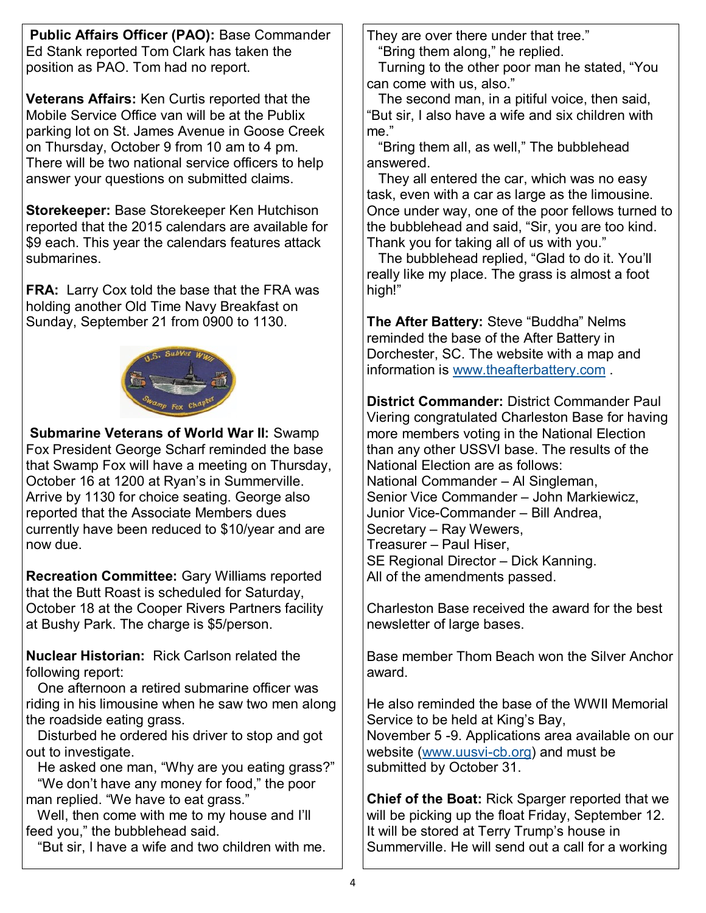**Public Affairs Officer (PAO):** Base Commander Ed Stank reported Tom Clark has taken the position as PAO. Tom had no report.

**Veterans Affairs:** Ken Curtis reported that the Mobile Service Office van will be at the Publix parking lot on St. James Avenue in Goose Creek on Thursday, October 9 from 10 am to 4 pm. There will be two national service officers to help answer your questions on submitted claims.

**Storekeeper:** Base Storekeeper Ken Hutchison reported that the 2015 calendars are available for $9 each. This year the calendars features attack submarines.

**FRA:** Larry Cox told the base that the FRA was holding another Old Time Navy Breakfast on Sunday, September 21 from 0900 to 1130.

**Submarine Veterans of World War II:** Swamp Fox President George Scharf reminded the base that Swamp Fox will have a meeting on Thursday, October 16 at 1200 at Ryan's in Summerville. Arrive by 1130 for choice seating. George also reported that the Associate Members dues currently have been reduced to $10/year and are now due.

**Recreation Committee:** Gary Williams reported that the Butt Roast is scheduled for Saturday, October 18 at the Cooper Rivers Partners facility at Bushy Park. The charge is $5/person.

**Nuclear Historian:** Rick Carlson related the following report:

One afternoon a retired submarine officer was riding in his limousine when he saw two men along the roadside eating grass.

Disturbed he ordered his driver to stop and got out to investigate.

He asked one man, "Why are you eating grass?"

"We don't have any money for food," the poor man replied. "We have to eat grass."

Well, then come with me to my house and I'll feed you," the bubblehead said.

"But sir, I have a wife and two children with me. They are over there under that tree."

"Bring them along," he replied.

Turning to the other poor man he stated, "You can come with us, also."

The second man, in a pitiful voice, then said, "But sir, I also have a wife and six children with me."

"Bring them all, as well," The bubblehead answered.

They all entered the car, which was no easy task, even with a car as large as the limousine. Once under way, one of the poor fellows turned to the bubblehead and said, "Sir, you are too kind. Thank you for taking all of us with you."

The bubblehead replied, "Glad to do it. You'll really like my place. The grass is almost a foot high!"

**The After Battery:** Steve "Buddha" Nelms reminded the base of the After Battery in Dorchester, SC. The website with a map and information is www.theafterbattery.com .

**District Commander:** District Commander Paul Viering congratulated Charleston Base for having more members voting in the National Election than any other USSVI base. The results of the National Election are as follows:
National Commander – Al Singleman,
Senior Vice Commander – John Markiewicz,
Junior Vice-Commander – Bill Andrea,
Secretary – Ray Wewers,
Treasurer – Paul Hiser,
SE Regional Director – Dick Kanning.
All of the amendments passed.

Charleston Base received the award for the best newsletter of large bases.

Base member Thom Beach won the Silver Anchor award.

He also reminded the base of the WWII Memorial Service to be held at King's Bay, November 5 -9. Applications area available on our website (www.uusvi-cb.org) and must be submitted by October 31.

**Chief of the Boat:** Rick Sparger reported that we will be picking up the float Friday, September 12. It will be stored at Terry Trump's house in Summerville. He will send out a call for a working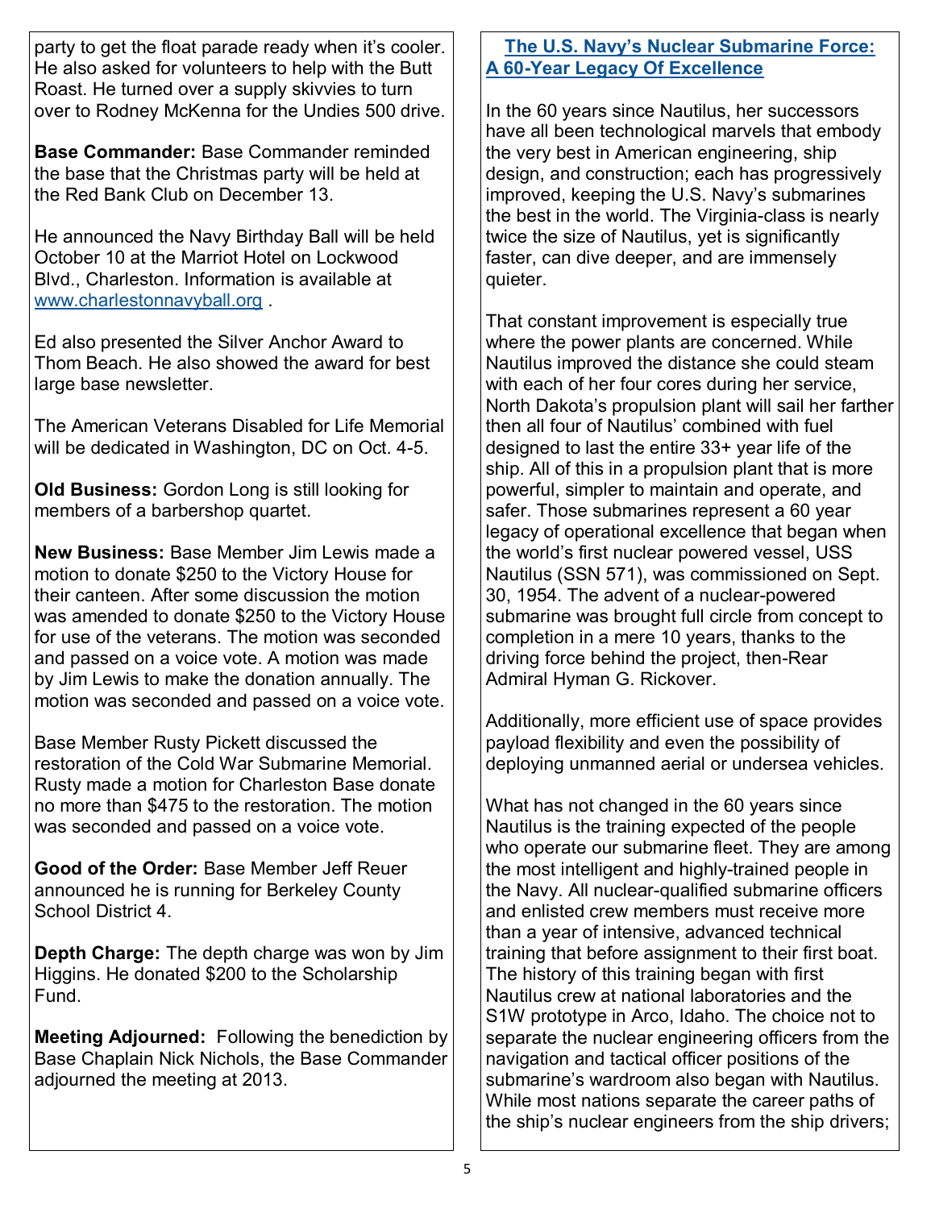party to get the float parade ready when it's cooler. He also asked for volunteers to help with the Butt Roast. He turned over a supply skivvies to turn over to Rodney McKenna for the Undies 500 drive.

**Base Commander:** Base Commander reminded the base that the Christmas party will be held at the Red Bank Club on December 13.

He announced the Navy Birthday Ball will be held October 10 at the Marriot Hotel on Lockwood Blvd., Charleston. Information is available at www.charlestonnavyball.org .

Ed also presented the Silver Anchor Award to Thom Beach. He also showed the award for best large base newsletter.

The American Veterans Disabled for Life Memorial will be dedicated in Washington, DC on Oct. 4-5.

**Old Business:** Gordon Long is still looking for members of a barbershop quartet.

**New Business:** Base Member Jim Lewis made a motion to donate $250 to the Victory House for their canteen. After some discussion the motion was amended to donate $250 to the Victory House for use of the veterans. The motion was seconded and passed on a voice vote. A motion was made by Jim Lewis to make the donation annually. The motion was seconded and passed on a voice vote.

Base Member Rusty Pickett discussed the restoration of the Cold War Submarine Memorial. Rusty made a motion for Charleston Base donate no more than $475 to the restoration. The motion was seconded and passed on a voice vote.

**Good of the Order:** Base Member Jeff Reuer announced he is running for Berkeley County School District 4.

**Depth Charge:** The depth charge was won by Jim Higgins. He donated $200 to the Scholarship Fund.

**Meeting Adjourned:** Following the benediction by Base Chaplain Nick Nichols, the Base Commander adjourned the meeting at 2013.

## The U.S. Navy's Nuclear Submarine Force: A 60-Year Legacy Of Excellence

In the 60 years since Nautilus, her successors have all been technological marvels that embody the very best in American engineering, ship design, and construction; each has progressively improved, keeping the U.S. Navy's submarines the best in the world. The Virginia-class is nearly twice the size of Nautilus, yet is significantly faster, can dive deeper, and are immensely quieter.

That constant improvement is especially true where the power plants are concerned. While Nautilus improved the distance she could steam with each of her four cores during her service, North Dakota's propulsion plant will sail her farther then all four of Nautilus' combined with fuel designed to last the entire 33+ year life of the ship. All of this in a propulsion plant that is more powerful, simpler to maintain and operate, and safer. Those submarines represent a 60 year legacy of operational excellence that began when the world's first nuclear powered vessel, USS Nautilus (SSN 571), was commissioned on Sept. 30, 1954. The advent of a nuclear-powered submarine was brought full circle from concept to completion in a mere 10 years, thanks to the driving force behind the project, then-Rear Admiral Hyman G. Rickover.

Additionally, more efficient use of space provides payload flexibility and even the possibility of deploying unmanned aerial or undersea vehicles.

What has not changed in the 60 years since Nautilus is the training expected of the people who operate our submarine fleet. They are among the most intelligent and highly-trained people in the Navy. All nuclear-qualified submarine officers and enlisted crew members must receive more than a year of intensive, advanced technical training that before assignment to their first boat. The history of this training began with first Nautilus crew at national laboratories and the S1W prototype in Arco, Idaho. The choice not to separate the nuclear engineering officers from the navigation and tactical officer positions of the submarine's wardroom also began with Nautilus. While most nations separate the career paths of the ship's nuclear engineers from the ship drivers;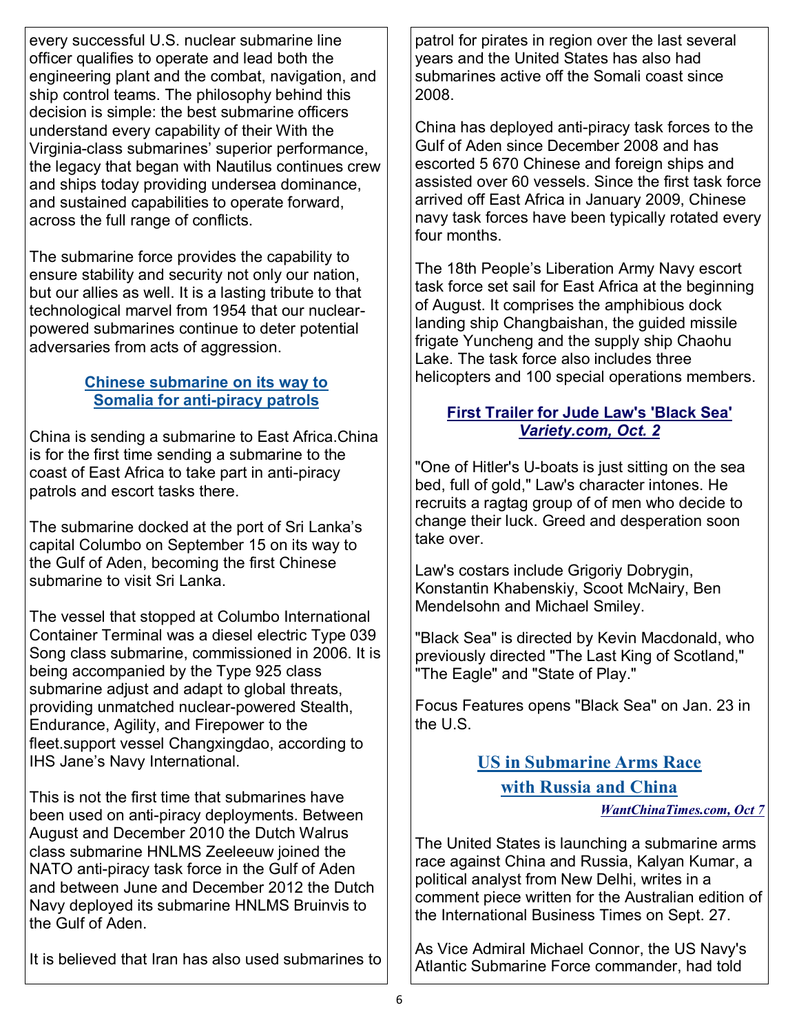every successful U.S. nuclear submarine line officer qualifies to operate and lead both the engineering plant and the combat, navigation, and ship control teams. The philosophy behind this decision is simple: the best submarine officers understand every capability of their With the Virginia-class submarines' superior performance, the legacy that began with Nautilus continues crew and ships today providing undersea dominance, and sustained capabilities to operate forward, across the full range of conflicts.

The submarine force provides the capability to ensure stability and security not only our nation, but our allies as well. It is a lasting tribute to that technological marvel from 1954 that our nuclear-powered submarines continue to deter potential adversaries from acts of aggression.

### Chinese submarine on its way to Somalia for anti-piracy patrols

China is sending a submarine to East Africa.China is for the first time sending a submarine to the coast of East Africa to take part in anti-piracy patrols and escort tasks there.

The submarine docked at the port of Sri Lanka's capital Columbo on September 15 on its way to the Gulf of Aden, becoming the first Chinese submarine to visit Sri Lanka.

The vessel that stopped at Columbo International Container Terminal was a diesel electric Type 039 Song class submarine, commissioned in 2006. It is being accompanied by the Type 925 class submarine adjust and adapt to global threats, providing unmatched nuclear-powered Stealth, Endurance, Agility, and Firepower to the fleet.support vessel Changxingdao, according to IHS Jane's Navy International.

This is not the first time that submarines have been used on anti-piracy deployments. Between August and December 2010 the Dutch Walrus class submarine HNLMS Zeeleeuw joined the NATO anti-piracy task force in the Gulf of Aden and between June and December 2012 the Dutch Navy deployed its submarine HNLMS Bruinvis to the Gulf of Aden.

It is believed that Iran has also used submarines to patrol for pirates in region over the last several years and the United States has also had submarines active off the Somali coast since 2008.

China has deployed anti-piracy task forces to the Gulf of Aden since December 2008 and has escorted 5 670 Chinese and foreign ships and assisted over 60 vessels. Since the first task force arrived off East Africa in January 2009, Chinese navy task forces have been typically rotated every four months.

The 18th People's Liberation Army Navy escort task force set sail for East Africa at the beginning of August. It comprises the amphibious dock landing ship Changbaishan, the guided missile frigate Yuncheng and the supply ship Chaohu Lake. The task force also includes three helicopters and 100 special operations members.

### First Trailer for Jude Law's 'Black Sea'
*Variety.com, Oct. 2*

"One of Hitler's U-boats is just sitting on the sea bed, full of gold," Law's character intones. He recruits a ragtag group of of men who decide to change their luck. Greed and desperation soon take over.

Law's costars include Grigoriy Dobrygin, Konstantin Khabenskiy, Scoot McNairy, Ben Mendelsohn and Michael Smiley.

"Black Sea" is directed by Kevin Macdonald, who previously directed "The Last King of Scotland," "The Eagle" and "State of Play."

Focus Features opens "Black Sea" on Jan. 23 in the U.S.

### US in Submarine Arms Race with Russia and China
*WantChinaTimes.com, Oct 7*

The United States is launching a submarine arms race against China and Russia, Kalyan Kumar, a political analyst from New Delhi, writes in a comment piece written for the Australian edition of the International Business Times on Sept. 27.

As Vice Admiral Michael Connor, the US Navy's Atlantic Submarine Force commander, had told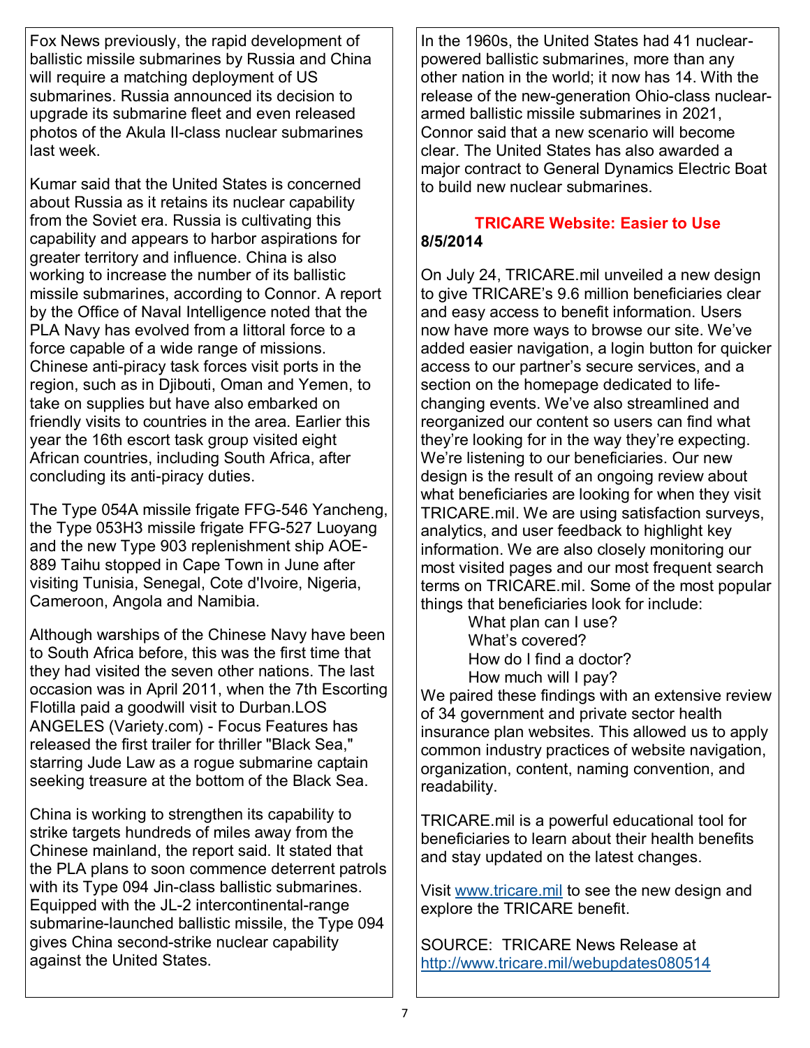Fox News previously, the rapid development of ballistic missile submarines by Russia and China will require a matching deployment of US submarines. Russia announced its decision to upgrade its submarine fleet and even released photos of the Akula II-class nuclear submarines last week.

Kumar said that the United States is concerned about Russia as it retains its nuclear capability from the Soviet era. Russia is cultivating this capability and appears to harbor aspirations for greater territory and influence. China is also working to increase the number of its ballistic missile submarines, according to Connor. A report by the Office of Naval Intelligence noted that the PLA Navy has evolved from a littoral force to a force capable of a wide range of missions. Chinese anti-piracy task forces visit ports in the region, such as in Djibouti, Oman and Yemen, to take on supplies but have also embarked on friendly visits to countries in the area. Earlier this year the 16th escort task group visited eight African countries, including South Africa, after concluding its anti-piracy duties.

The Type 054A missile frigate FFG-546 Yancheng, the Type 053H3 missile frigate FFG-527 Luoyang and the new Type 903 replenishment ship AOE-889 Taihu stopped in Cape Town in June after visiting Tunisia, Senegal, Cote d'Ivoire, Nigeria, Cameroon, Angola and Namibia.

Although warships of the Chinese Navy have been to South Africa before, this was the first time that they had visited the seven other nations. The last occasion was in April 2011, when the 7th Escorting Flotilla paid a goodwill visit to Durban.LOS ANGELES (Variety.com) - Focus Features has released the first trailer for thriller "Black Sea," starring Jude Law as a rogue submarine captain seeking treasure at the bottom of the Black Sea.

China is working to strengthen its capability to strike targets hundreds of miles away from the Chinese mainland, the report said. It stated that the PLA plans to soon commence deterrent patrols with its Type 094 Jin-class ballistic submarines. Equipped with the JL-2 intercontinental-range submarine-launched ballistic missile, the Type 094 gives China second-strike nuclear capability against the United States.

In the 1960s, the United States had 41 nuclear-powered ballistic submarines, more than any other nation in the world; it now has 14. With the release of the new-generation Ohio-class nuclear-armed ballistic missile submarines in 2021, Connor said that a new scenario will become clear. The United States has also awarded a major contract to General Dynamics Electric Boat to build new nuclear submarines.

## TRICARE Website: Easier to Use

**8/5/2014**

On July 24, TRICARE.mil unveiled a new design to give TRICARE's 9.6 million beneficiaries clear and easy access to benefit information. Users now have more ways to browse our site. We've added easier navigation, a login button for quicker access to our partner's secure services, and a section on the homepage dedicated to life-changing events. We've also streamlined and reorganized our content so users can find what they're looking for in the way they're expecting. We're listening to our beneficiaries. Our new design is the result of an ongoing review about what beneficiaries are looking for when they visit TRICARE.mil. We are using satisfaction surveys, analytics, and user feedback to highlight key information. We are also closely monitoring our most visited pages and our most frequent search terms on TRICARE.mil. Some of the most popular things that beneficiaries look for include:

- What plan can I use?
- What's covered?
- How do I find a doctor?
- How much will I pay?

We paired these findings with an extensive review of 34 government and private sector health insurance plan websites. This allowed us to apply common industry practices of website navigation, organization, content, naming convention, and readability.

TRICARE.mil is a powerful educational tool for beneficiaries to learn about their health benefits and stay updated on the latest changes.

Visit www.tricare.mil to see the new design and explore the TRICARE benefit.

SOURCE: TRICARE News Release at http://www.tricare.mil/webupdates080514